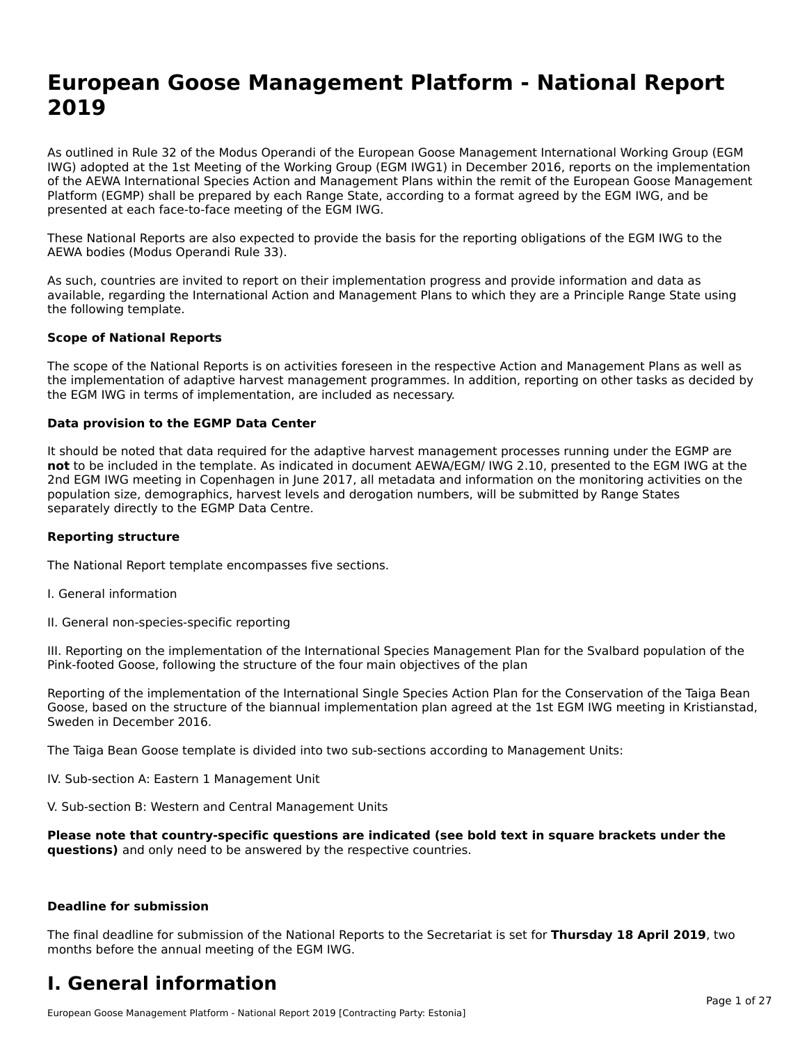# European Goose Management Platform - National Report 2019

As outlined in Rule 32 of the Modus Operandi of the European Goose Management International Working Group (EGM IWG) adopted at the 1st Meeting of the Working Group (EGM IWG1) in December 2016, reports on the implementation of the AEWA International Species Action and Management Plans within the remit of the European Goose Management Platform (EGMP) shall be prepared by each Range State, according to a format agreed by the EGM IWG, and be presented at each face-to-face meeting of the EGM IWG.

These National Reports are also expected to provide the basis for the reporting obligations of the EGM IWG to the AEWA bodies (Modus Operandi Rule 33).

As such, countries are invited to report on their implementation progress and provide information and data as available, regarding the International Action and Management Plans to which they are a Principle Range State using the following template.

**Scope of National Reports**

The scope of the National Reports is on activities foreseen in the respective Action and Management Plans as well as the implementation of adaptive harvest management programmes. In addition, reporting on other tasks as decided by the EGM IWG in terms of implementation, are included as necessary.

**Data provision to the EGMP Data Center**

It should be noted that data required for the adaptive harvest management processes running under the EGMP are **not** to be included in the template. As indicated in document AEWA/EGM/ IWG 2.10, presented to the EGM IWG at the 2nd EGM IWG meeting in Copenhagen in June 2017, all metadata and information on the monitoring activities on the population size, demographics, harvest levels and derogation numbers, will be submitted by Range States separately directly to the EGMP Data Centre.

**Reporting structure**

The National Report template encompasses five sections.

I. General information

II. General non-species-specific reporting

III. Reporting on the implementation of the International Species Management Plan for the Svalbard population of the Pink-footed Goose, following the structure of the four main objectives of the plan

Reporting of the implementation of the International Single Species Action Plan for the Conservation of the Taiga Bean Goose, based on the structure of the biannual implementation plan agreed at the 1st EGM IWG meeting in Kristianstad, Sweden in December 2016.

The Taiga Bean Goose template is divided into two sub-sections according to Management Units:

IV. Sub-section A: Eastern 1 Management Unit

V. Sub-section B: Western and Central Management Units

**Please note that country-specific questions are indicated (see bold text in square brackets under the questions)** and only need to be answered by the respective countries.

**Deadline for submission**

The final deadline for submission of the National Reports to the Secretariat is set for **Thursday 18 April 2019**, two months before the annual meeting of the EGM IWG.

# I. General information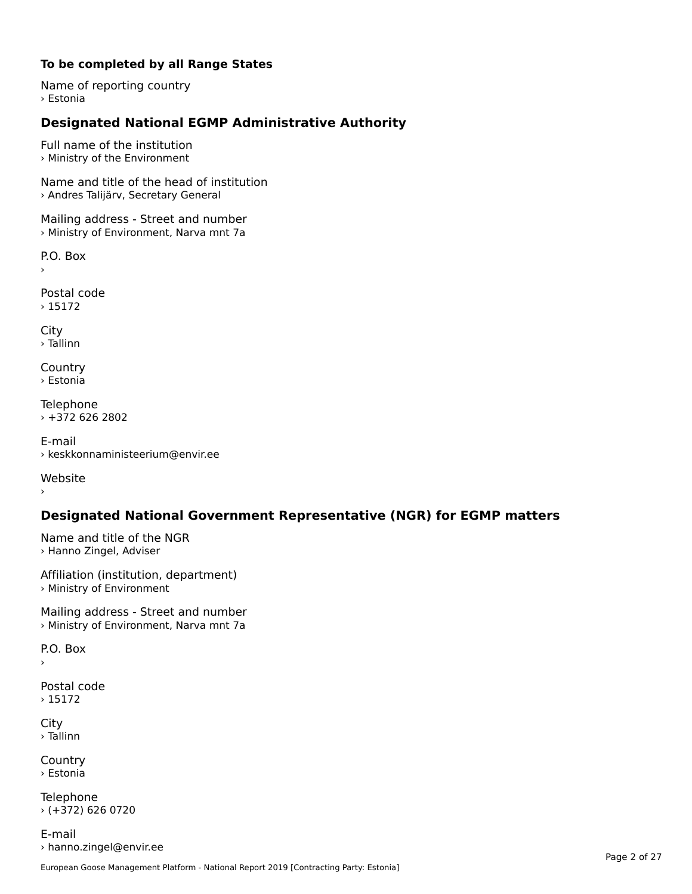**To be completed by all Range States**

Name of reporting country
› Estonia

## Designated National EGMP Administrative Authority

Full name of the institution
› Ministry of the Environment

Name and title of the head of institution
› Andres Talijärv, Secretary General

Mailing address - Street and number
› Ministry of Environment, Narva mnt 7a

P.O. Box
›

Postal code
› 15172

City
› Tallinn

Country
› Estonia

Telephone
› +372 626 2802

E-mail
› keskkonnaministeerium@envir.ee

Website
›

## Designated National Government Representative (NGR) for EGMP matters

Name and title of the NGR
› Hanno Zingel, Adviser

Affiliation (institution, department)
› Ministry of Environment

Mailing address - Street and number
› Ministry of Environment, Narva mnt 7a

P.O. Box
›

Postal code
› 15172

City
› Tallinn

Country
› Estonia

Telephone
› (+372) 626 0720

E-mail
› hanno.zingel@envir.ee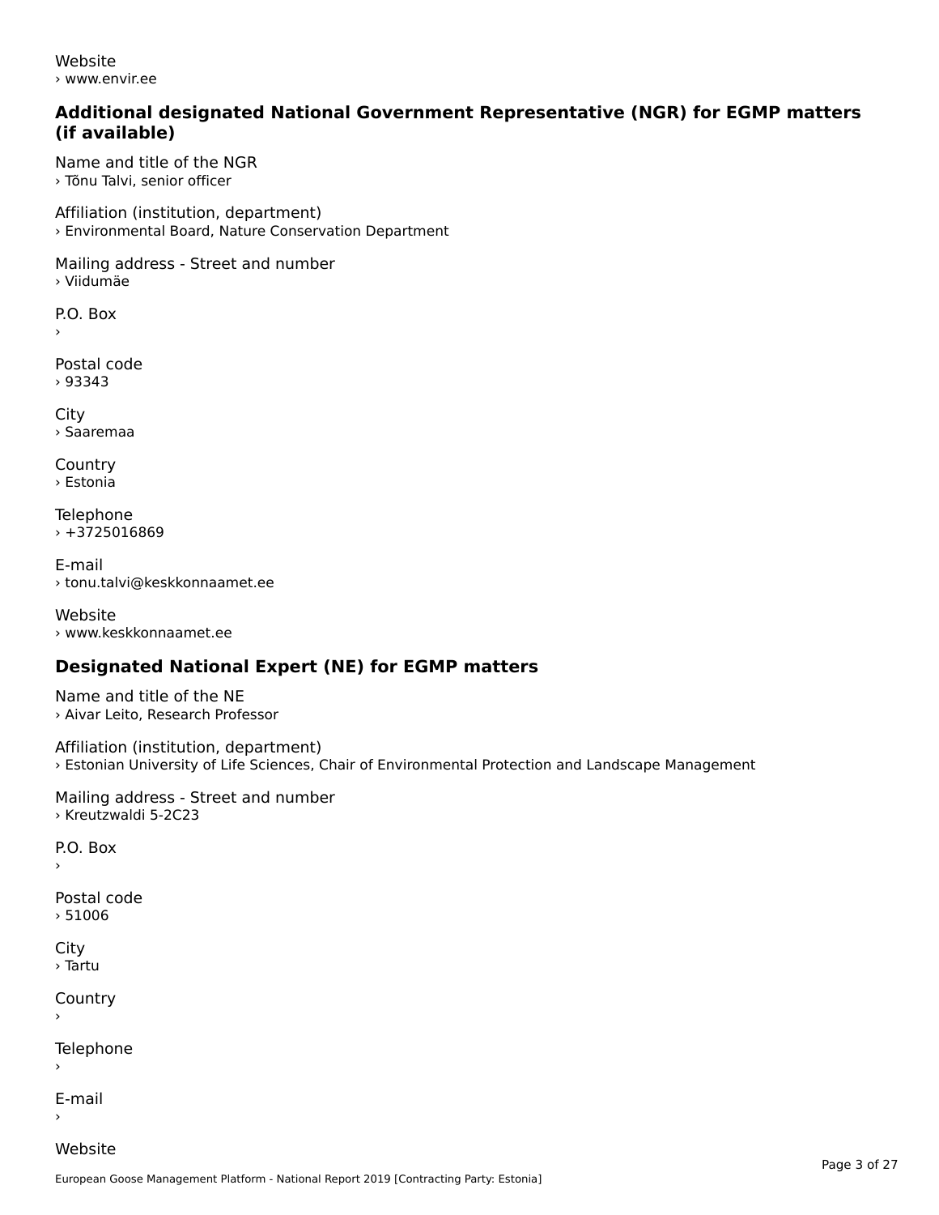Website
› www.envir.ee

## Additional designated National Government Representative (NGR) for EGMP matters (if available)

Name and title of the NGR
› Tõnu Talvi, senior officer

Affiliation (institution, department)
› Environmental Board, Nature Conservation Department

Mailing address - Street and number
› Viidumäe

P.O. Box
›

Postal code
› 93343

City
› Saaremaa

Country
› Estonia

Telephone
› +3725016869

E-mail
› tonu.talvi@keskkonnaamet.ee

Website
› www.keskkonnaamet.ee

## Designated National Expert (NE) for EGMP matters

Name and title of the NE
› Aivar Leito, Research Professor

Affiliation (institution, department)
› Estonian University of Life Sciences, Chair of Environmental Protection and Landscape Management

Mailing address - Street and number
› Kreutzwaldi 5-2C23

P.O. Box
›

Postal code
› 51006

City
› Tartu

Country
›

Telephone
›

E-mail
›

Website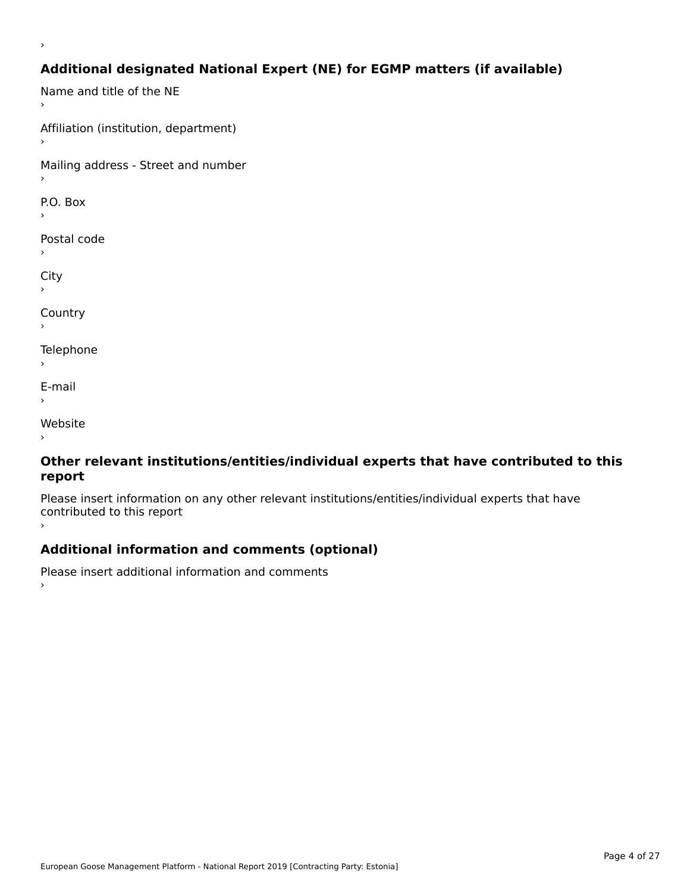›

## Additional designated National Expert (NE) for EGMP matters (if available)

Name and title of the NE

›

Affiliation (institution, department)

›

Mailing address - Street and number

›

P.O. Box

›

Postal code

›

City

›

Country

›

Telephone

›

E-mail

›

Website

›

## Other relevant institutions/entities/individual experts that have contributed to this report

Please insert information on any other relevant institutions/entities/individual experts that have contributed to this report

›

## Additional information and comments (optional)

Please insert additional information and comments

›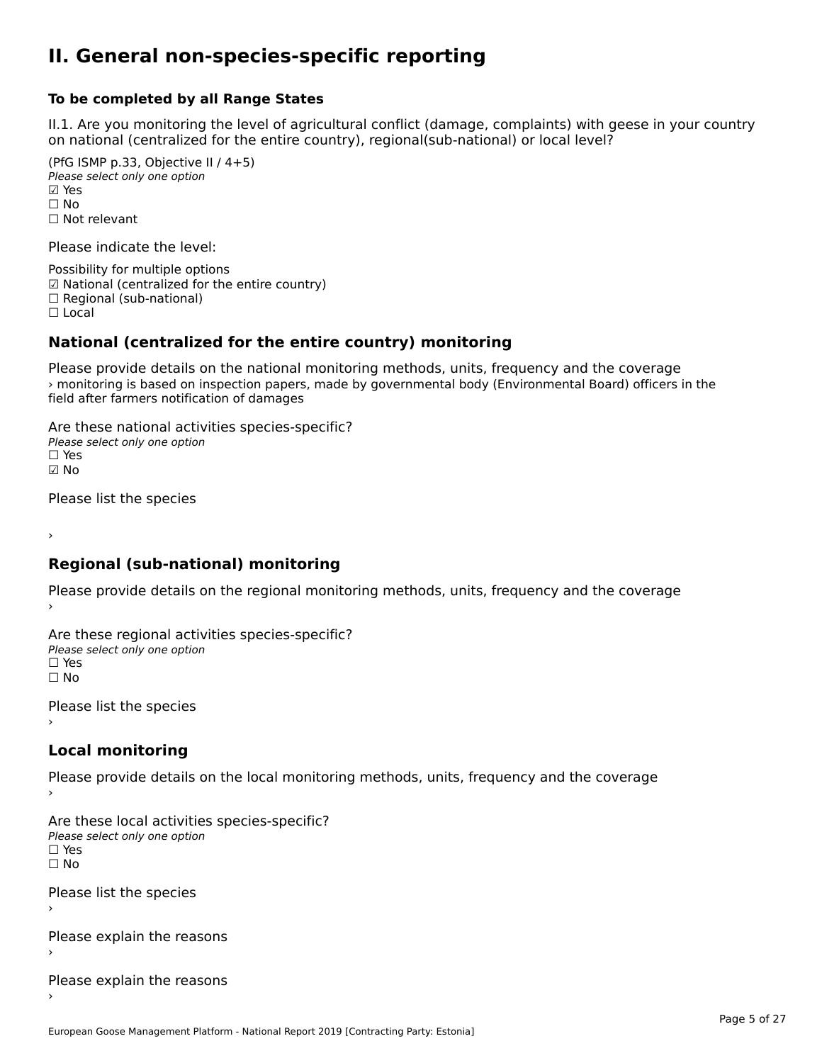# II. General non-species-specific reporting

**To be completed by all Range States**

II.1. Are you monitoring the level of agricultural conflict (damage, complaints) with geese in your country on national (centralized for the entire country), regional(sub-national) or local level?

(PfG ISMP p.33, Objective II / 4+5)
*Please select only one option*
☑ Yes
☐ No
☐ Not relevant

Please indicate the level:

Possibility for multiple options
☑ National (centralized for the entire country)
☐ Regional (sub-national)
☐ Local

## National (centralized for the entire country) monitoring

Please provide details on the national monitoring methods, units, frequency and the coverage
› monitoring is based on inspection papers, made by governmental body (Environmental Board) officers in the field after farmers notification of damages

Are these national activities species-specific?
*Please select only one option*
☐ Yes
☑ No

Please list the species

›

## Regional (sub-national) monitoring

Please provide details on the regional monitoring methods, units, frequency and the coverage
›

Are these regional activities species-specific?
*Please select only one option*
☐ Yes
☐ No

Please list the species
›

## Local monitoring

Please provide details on the local monitoring methods, units, frequency and the coverage
›

Are these local activities species-specific?
*Please select only one option*
☐ Yes
☐ No

Please list the species
›

Please explain the reasons
›

Please explain the reasons
›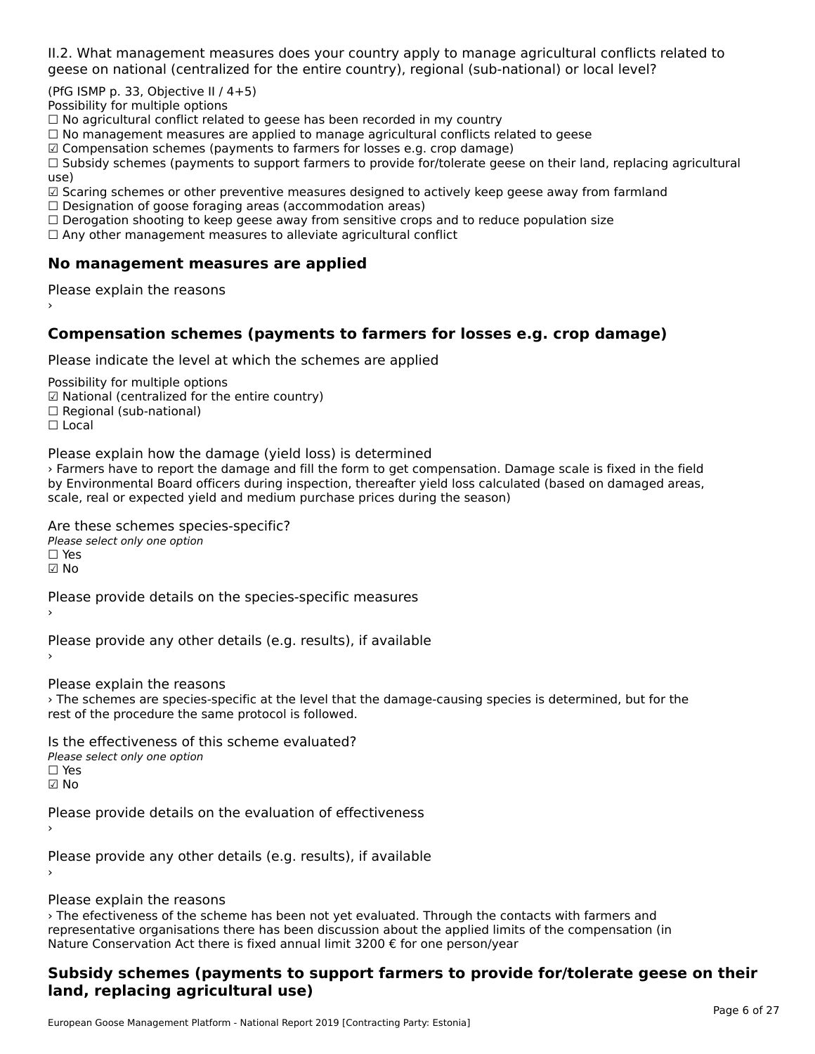II.2. What management measures does your country apply to manage agricultural conflicts related to geese on national (centralized for the entire country), regional (sub-national) or local level?

(PfG ISMP p. 33, Objective II / 4+5)
Possibility for multiple options
☐ No agricultural conflict related to geese has been recorded in my country
☐ No management measures are applied to manage agricultural conflicts related to geese
☑ Compensation schemes (payments to farmers for losses e.g. crop damage)
☐ Subsidy schemes (payments to support farmers to provide for/tolerate geese on their land, replacing agricultural use)
☑ Scaring schemes or other preventive measures designed to actively keep geese away from farmland
☐ Designation of goose foraging areas (accommodation areas)
☐ Derogation shooting to keep geese away from sensitive crops and to reduce population size
☐ Any other management measures to alleviate agricultural conflict

## No management measures are applied

Please explain the reasons
›

## Compensation schemes (payments to farmers for losses e.g. crop damage)

Please indicate the level at which the schemes are applied

Possibility for multiple options
☑ National (centralized for the entire country)
☐ Regional (sub-national)
☐ Local

Please explain how the damage (yield loss) is determined
› Farmers have to report the damage and fill the form to get compensation. Damage scale is fixed in the field by Environmental Board officers during inspection, thereafter yield loss calculated (based on damaged areas, scale, real or expected yield and medium purchase prices during the season)

Are these schemes species-specific?
*Please select only one option*
☐ Yes
☑ No

Please provide details on the species-specific measures
›

Please provide any other details (e.g. results), if available
›

Please explain the reasons
› The schemes are species-specific at the level that the damage-causing species is determined, but for the rest of the procedure the same protocol is followed.

Is the effectiveness of this scheme evaluated?
*Please select only one option*
☐ Yes
☑ No

Please provide details on the evaluation of effectiveness
›

Please provide any other details (e.g. results), if available
›

Please explain the reasons
› The efectiveness of the scheme has been not yet evaluated. Through the contacts with farmers and representative organisations there has been discussion about the applied limits of the compensation (in Nature Conservation Act there is fixed annual limit 3200 € for one person/year

## Subsidy schemes (payments to support farmers to provide for/tolerate geese on their land, replacing agricultural use)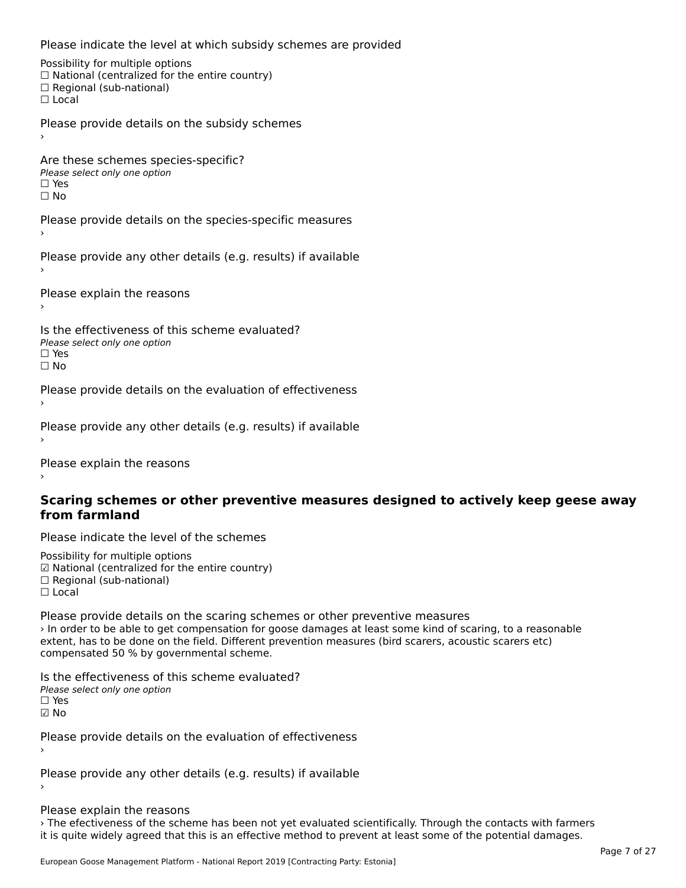Please indicate the level at which subsidy schemes are provided

Possibility for multiple options
☐ National (centralized for the entire country)
☐ Regional (sub-national)
☐ Local

Please provide details on the subsidy schemes
›

Are these schemes species-specific?
*Please select only one option*
☐ Yes
☐ No

Please provide details on the species-specific measures
›

Please provide any other details (e.g. results) if available
›

Please explain the reasons
›

Is the effectiveness of this scheme evaluated?
*Please select only one option*
☐ Yes
☐ No

Please provide details on the evaluation of effectiveness
›

Please provide any other details (e.g. results) if available
›

Please explain the reasons
›

## Scaring schemes or other preventive measures designed to actively keep geese away from farmland

Please indicate the level of the schemes

Possibility for multiple options
☑ National (centralized for the entire country)
☐ Regional (sub-national)
☐ Local

Please provide details on the scaring schemes or other preventive measures
› In order to be able to get compensation for goose damages at least some kind of scaring, to a reasonable extent, has to be done on the field. Different prevention measures (bird scarers, acoustic scarers etc) compensated 50 % by governmental scheme.

Is the effectiveness of this scheme evaluated?
*Please select only one option*
☐ Yes
☑ No

Please provide details on the evaluation of effectiveness
›

Please provide any other details (e.g. results) if available
›

Please explain the reasons
› The efectiveness of the scheme has been not yet evaluated scientifically. Through the contacts with farmers it is quite widely agreed that this is an effective method to prevent at least some of the potential damages.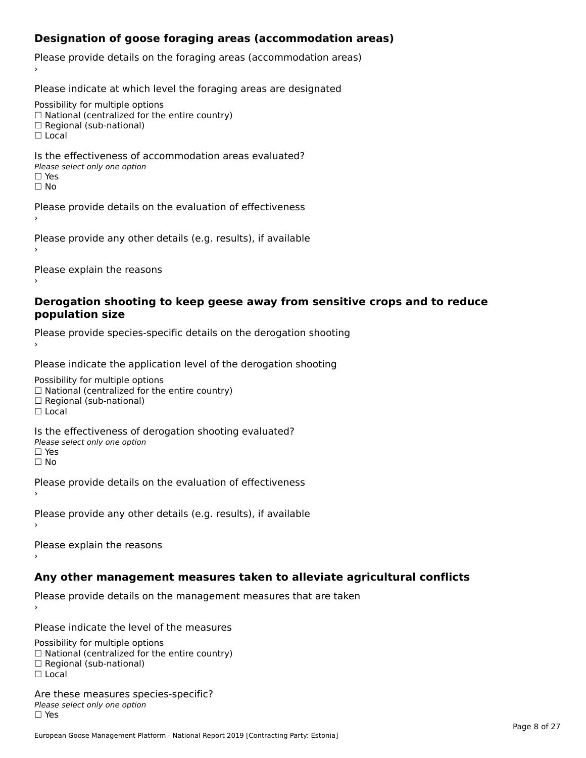## Designation of goose foraging areas (accommodation areas)

Please provide details on the foraging areas (accommodation areas)

›

Please indicate at which level the foraging areas are designated

Possibility for multiple options
☐ National (centralized for the entire country)
☐ Regional (sub-national)
☐ Local

Is the effectiveness of accommodation areas evaluated?
*Please select only one option*
☐ Yes
☐ No

Please provide details on the evaluation of effectiveness

›

Please provide any other details (e.g. results), if available

›

Please explain the reasons

›

## Derogation shooting to keep geese away from sensitive crops and to reduce population size

Please provide species-specific details on the derogation shooting

›

Please indicate the application level of the derogation shooting

Possibility for multiple options
☐ National (centralized for the entire country)
☐ Regional (sub-national)
☐ Local

Is the effectiveness of derogation shooting evaluated?
*Please select only one option*
☐ Yes
☐ No

Please provide details on the evaluation of effectiveness

›

Please provide any other details (e.g. results), if available

›

Please explain the reasons

›

## Any other management measures taken to alleviate agricultural conflicts

Please provide details on the management measures that are taken

›

Please indicate the level of the measures

Possibility for multiple options
☐ National (centralized for the entire country)
☐ Regional (sub-national)
☐ Local

Are these measures species-specific?
*Please select only one option*
☐ Yes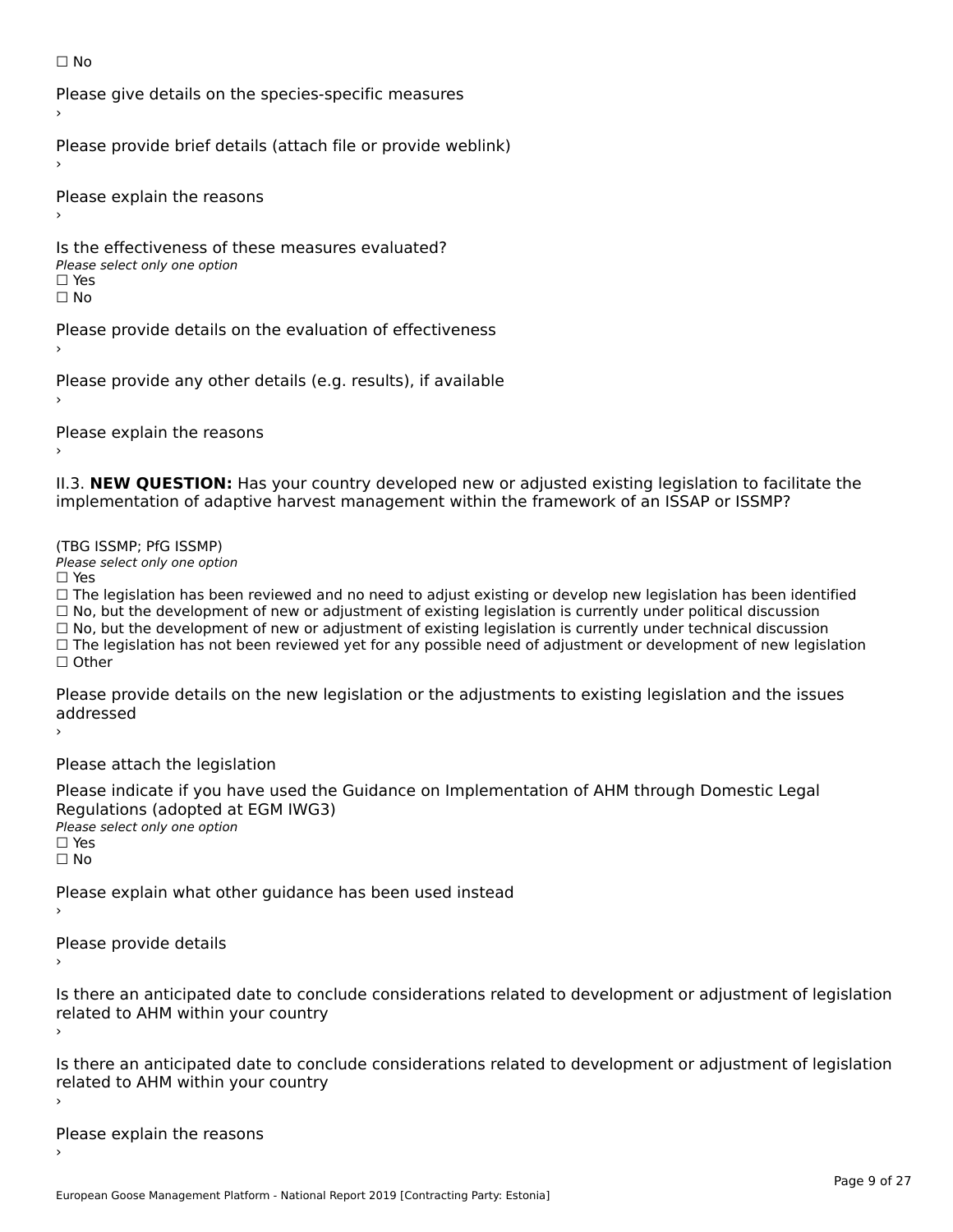☐ No

Please give details on the species-specific measures
›

Please provide brief details (attach file or provide weblink)
›

Please explain the reasons
›

Is the effectiveness of these measures evaluated?
*Please select only one option*
☐ Yes
☐ No

Please provide details on the evaluation of effectiveness
›

Please provide any other details (e.g. results), if available
›

Please explain the reasons
›

II.3. **NEW QUESTION:** Has your country developed new or adjusted existing legislation to facilitate the implementation of adaptive harvest management within the framework of an ISSAP or ISSMP?

(TBG ISSMP; PfG ISSMP)
*Please select only one option*
☐ Yes
☐ The legislation has been reviewed and no need to adjust existing or develop new legislation has been identified
☐ No, but the development of new or adjustment of existing legislation is currently under political discussion
☐ No, but the development of new or adjustment of existing legislation is currently under technical discussion
☐ The legislation has not been reviewed yet for any possible need of adjustment or development of new legislation
☐ Other

Please provide details on the new legislation or the adjustments to existing legislation and the issues addressed
›

Please attach the legislation

Please indicate if you have used the Guidance on Implementation of AHM through Domestic Legal Regulations (adopted at EGM IWG3)
*Please select only one option*
☐ Yes
☐ No

Please explain what other guidance has been used instead
›

Please provide details
›

Is there an anticipated date to conclude considerations related to development or adjustment of legislation related to AHM within your country
›

Is there an anticipated date to conclude considerations related to development or adjustment of legislation related to AHM within your country
›

Please explain the reasons
›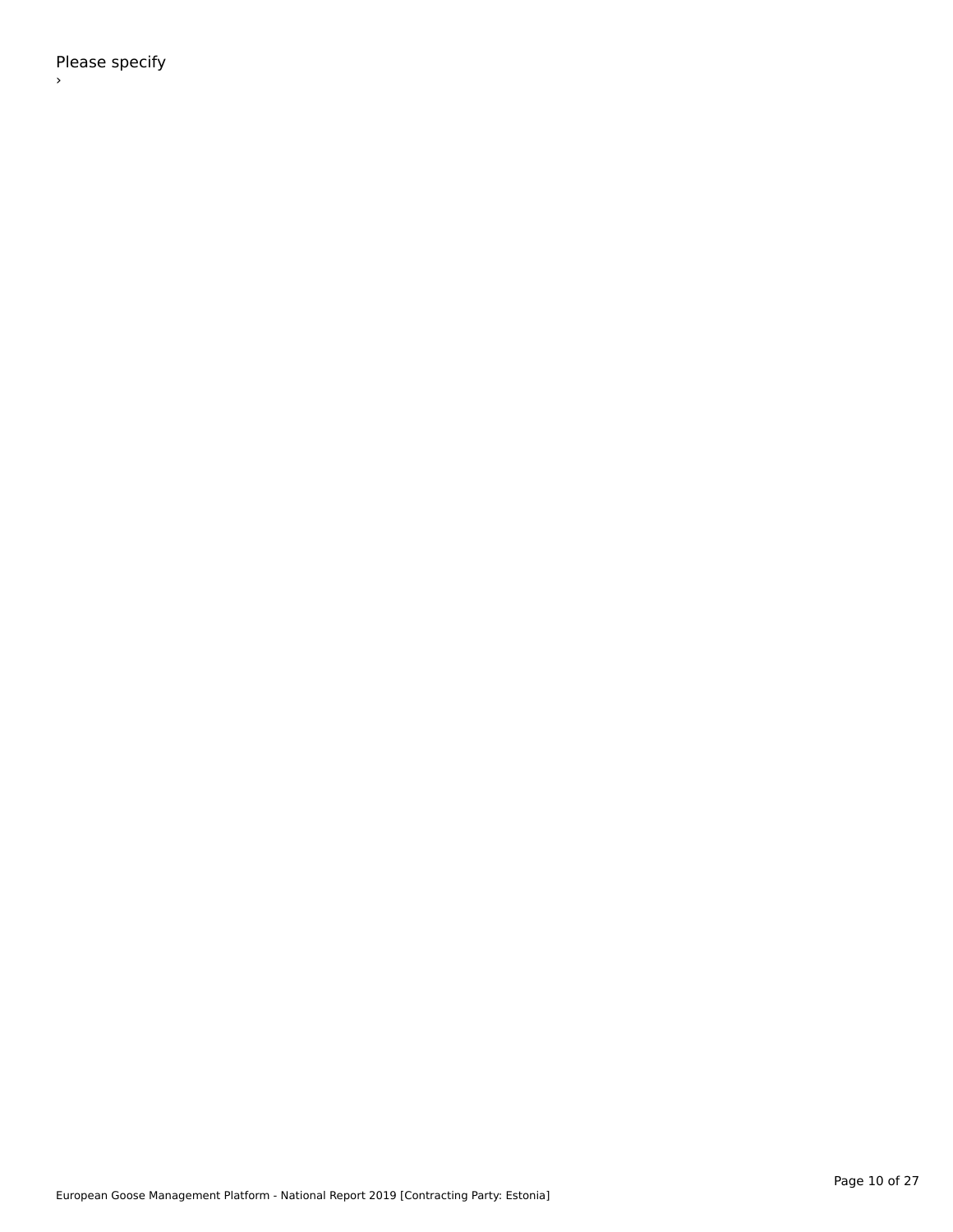Please specify

›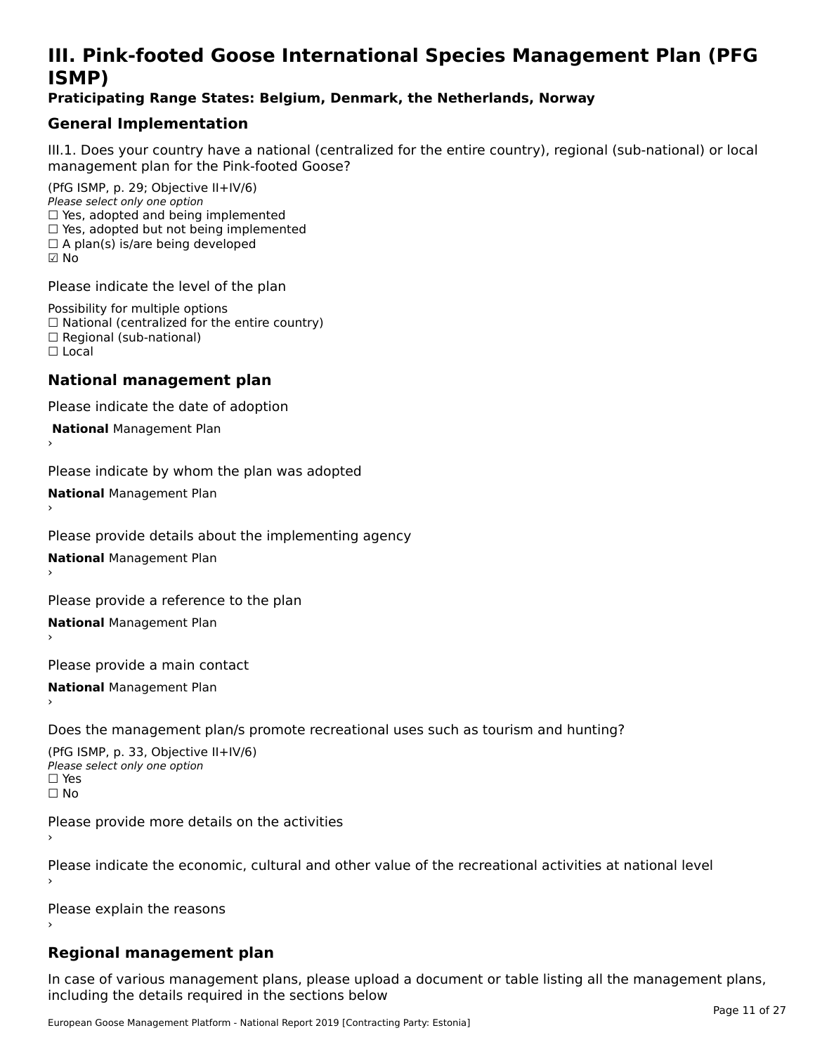# III. Pink-footed Goose International Species Management Plan (PFG ISMP)

**Praticipating Range States: Belgium, Denmark, the Netherlands, Norway**

## General Implementation

III.1. Does your country have a national (centralized for the entire country), regional (sub-national) or local management plan for the Pink-footed Goose?

(PfG ISMP, p. 29; Objective II+IV/6)
*Please select only one option*
☐ Yes, adopted and being implemented
☐ Yes, adopted but not being implemented
☐ A plan(s) is/are being developed
☑ No

Please indicate the level of the plan

Possibility for multiple options
☐ National (centralized for the entire country)
☐ Regional (sub-national)
☐ Local

## National management plan

Please indicate the date of adoption

**National** Management Plan
›

Please indicate by whom the plan was adopted

**National** Management Plan
›

Please provide details about the implementing agency

**National** Management Plan
›

Please provide a reference to the plan

**National** Management Plan
›

Please provide a main contact

**National** Management Plan
›

Does the management plan/s promote recreational uses such as tourism and hunting?

(PfG ISMP, p. 33, Objective II+IV/6)
*Please select only one option*
☐ Yes
☐ No

Please provide more details on the activities
›

Please indicate the economic, cultural and other value of the recreational activities at national level
›

Please explain the reasons
›

## Regional management plan

In case of various management plans, please upload a document or table listing all the management plans, including the details required in the sections below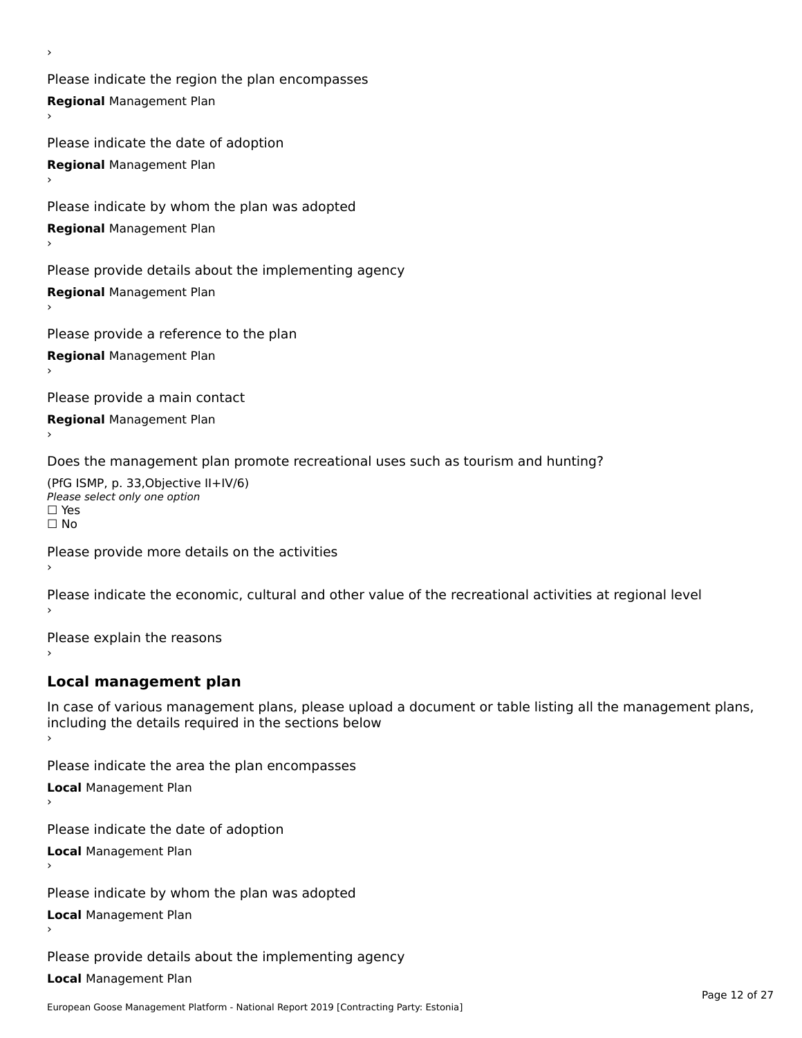›

Please indicate the region the plan encompasses

**Regional** Management Plan

›

Please indicate the date of adoption

**Regional** Management Plan

›

Please indicate by whom the plan was adopted

**Regional** Management Plan

›

Please provide details about the implementing agency

**Regional** Management Plan

›

Please provide a reference to the plan

**Regional** Management Plan

›

Please provide a main contact

**Regional** Management Plan

›

Does the management plan promote recreational uses such as tourism and hunting?

(PfG ISMP, p. 33,Objective II+IV/6)
*Please select only one option*
☐ Yes
☐ No

Please provide more details on the activities

›

Please indicate the economic, cultural and other value of the recreational activities at regional level

›

Please explain the reasons

›

## Local management plan

In case of various management plans, please upload a document or table listing all the management plans, including the details required in the sections below

›

Please indicate the area the plan encompasses

**Local** Management Plan

›

Please indicate the date of adoption

**Local** Management Plan

›

Please indicate by whom the plan was adopted

**Local** Management Plan

›

Please provide details about the implementing agency

**Local** Management Plan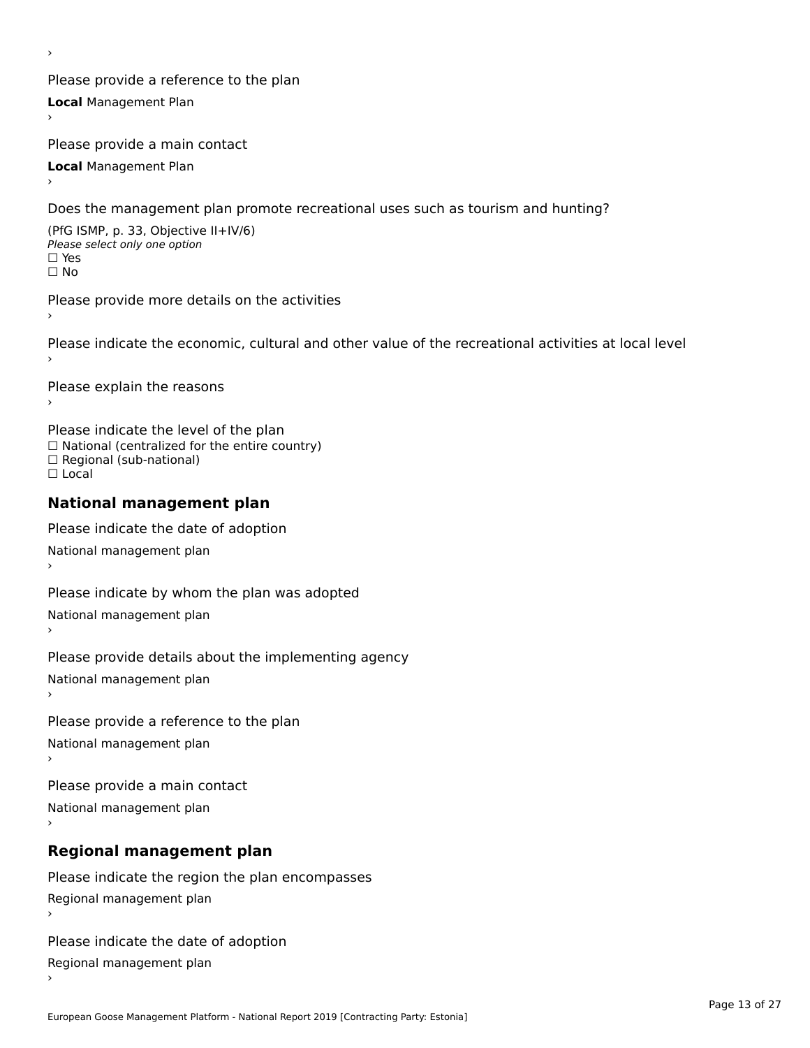›

Please provide a reference to the plan

**Local** Management Plan

›

Please provide a main contact

**Local** Management Plan

›

Does the management plan promote recreational uses such as tourism and hunting?

(PfG ISMP, p. 33, Objective II+IV/6)

*Please select only one option*

☐ Yes

☐ No

Please provide more details on the activities

›

Please indicate the economic, cultural and other value of the recreational activities at local level

›

Please explain the reasons

›

Please indicate the level of the plan

☐ National (centralized for the entire country)

☐ Regional (sub-national)

☐ Local

## National management plan

Please indicate the date of adoption

National management plan

›

Please indicate by whom the plan was adopted

National management plan

›

Please provide details about the implementing agency

National management plan

›

Please provide a reference to the plan

National management plan

›

Please provide a main contact

National management plan

›

## Regional management plan

Please indicate the region the plan encompasses

Regional management plan

›

Please indicate the date of adoption

Regional management plan

›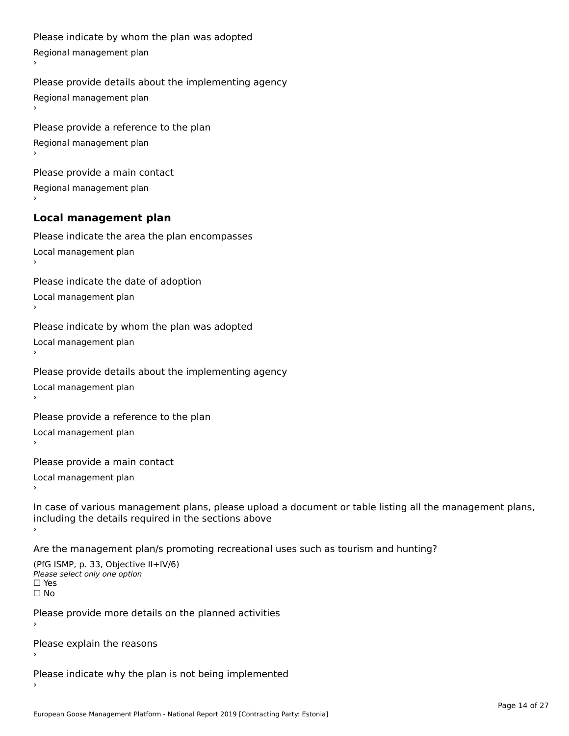Please indicate by whom the plan was adopted

Regional management plan

›

Please provide details about the implementing agency

Regional management plan

›

Please provide a reference to the plan

Regional management plan

›

Please provide a main contact

Regional management plan

›

### Local management plan

Please indicate the area the plan encompasses

Local management plan

›

Please indicate the date of adoption

Local management plan

›

Please indicate by whom the plan was adopted

Local management plan

›

Please provide details about the implementing agency

Local management plan

›

Please provide a reference to the plan

Local management plan

›

Please provide a main contact

Local management plan

›

In case of various management plans, please upload a document or table listing all the management plans, including the details required in the sections above

›

Are the management plan/s promoting recreational uses such as tourism and hunting?

(PfG ISMP, p. 33, Objective II+IV/6)

*Please select only one option*

☐ Yes

☐ No

Please provide more details on the planned activities

›

Please explain the reasons

›

Please indicate why the plan is not being implemented

›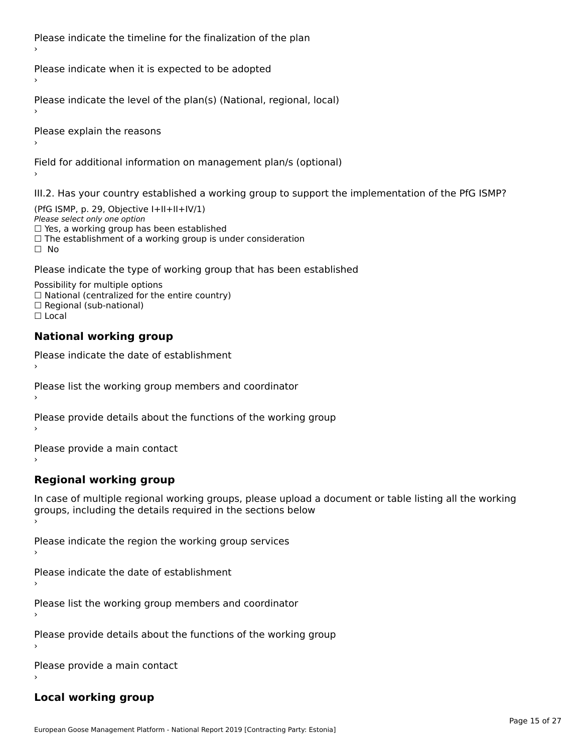Please indicate the timeline for the finalization of the plan

›

Please indicate when it is expected to be adopted

›

Please indicate the level of the plan(s) (National, regional, local)

›

Please explain the reasons

›

Field for additional information on management plan/s (optional)

›

III.2. Has your country established a working group to support the implementation of the PfG ISMP?

(PfG ISMP, p. 29, Objective I+II+II+IV/1)

*Please select only one option*

☐ Yes, a working group has been established

☐ The establishment of a working group is under consideration

☐ No

Please indicate the type of working group that has been established

Possibility for multiple options

☐ National (centralized for the entire country)

☐ Regional (sub-national)

☐ Local

## National working group

Please indicate the date of establishment

›

Please list the working group members and coordinator

›

Please provide details about the functions of the working group

›

Please provide a main contact

›

## Regional working group

In case of multiple regional working groups, please upload a document or table listing all the working groups, including the details required in the sections below

›

Please indicate the region the working group services

›

Please indicate the date of establishment

›

Please list the working group members and coordinator

›

Please provide details about the functions of the working group

›

Please provide a main contact

›

## Local working group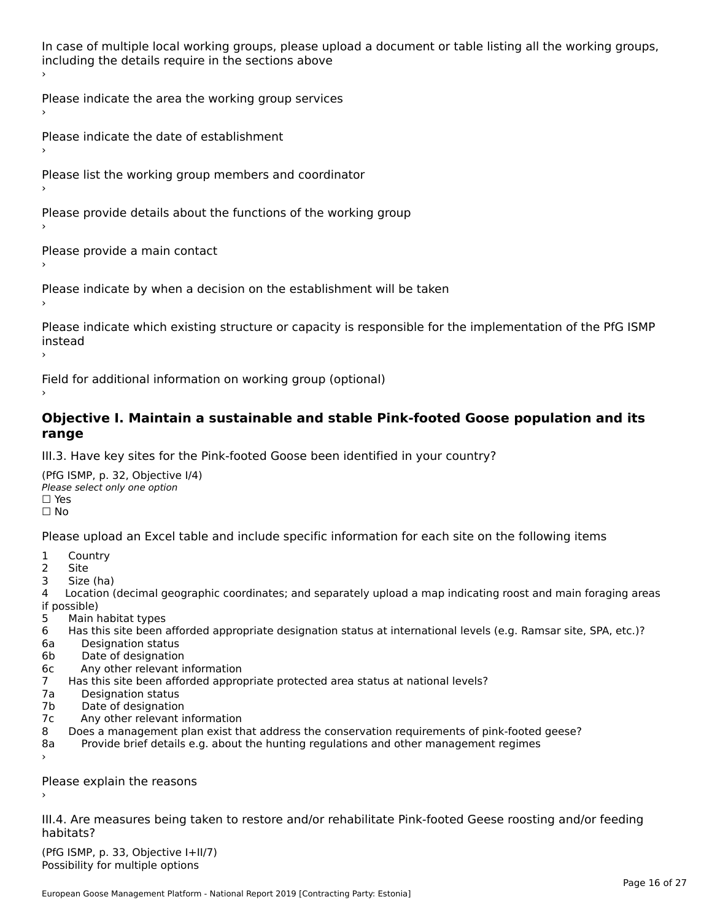In case of multiple local working groups, please upload a document or table listing all the working groups, including the details require in the sections above
›

Please indicate the area the working group services
›

Please indicate the date of establishment
›

Please list the working group members and coordinator
›

Please provide details about the functions of the working group
›

Please provide a main contact
›

Please indicate by when a decision on the establishment will be taken
›

Please indicate which existing structure or capacity is responsible for the implementation of the PfG ISMP instead
›

Field for additional information on working group (optional)
›

## Objective I. Maintain a sustainable and stable Pink-footed Goose population and its range

III.3. Have key sites for the Pink-footed Goose been identified in your country?

(PfG ISMP, p. 32, Objective I/4)
*Please select only one option*
☐ Yes
☐ No

Please upload an Excel table and include specific information for each site on the following items

1 Country
2 Site
3 Size (ha)
4 Location (decimal geographic coordinates; and separately upload a map indicating roost and main foraging areas if possible)
5 Main habitat types
6 Has this site been afforded appropriate designation status at international levels (e.g. Ramsar site, SPA, etc.)?
6a Designation status
6b Date of designation
6c Any other relevant information
7 Has this site been afforded appropriate protected area status at national levels?
7a Designation status
7b Date of designation
7c Any other relevant information
8 Does a management plan exist that address the conservation requirements of pink-footed geese?
8a Provide brief details e.g. about the hunting regulations and other management regimes
›

Please explain the reasons
›

III.4. Are measures being taken to restore and/or rehabilitate Pink-footed Geese roosting and/or feeding habitats?

(PfG ISMP, p. 33, Objective I+II/7)
Possibility for multiple options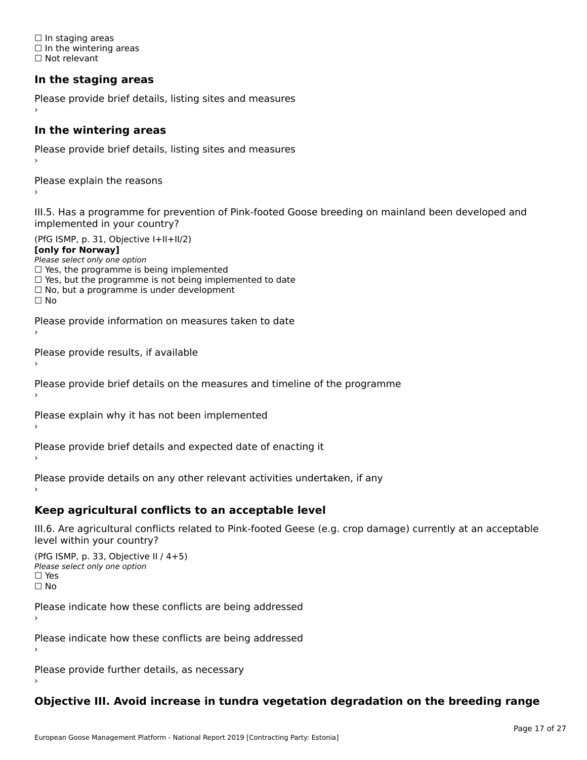☐ In staging areas
☐ In the wintering areas
☐ Not relevant

### In the staging areas

Please provide brief details, listing sites and measures
›

### In the wintering areas

Please provide brief details, listing sites and measures
›

Please explain the reasons
›

III.5. Has a programme for prevention of Pink-footed Goose breeding on mainland been developed and implemented in your country?

(PfG ISMP, p. 31, Objective I+II+II/2)
**[only for Norway]**
*Please select only one option*
☐ Yes, the programme is being implemented
☐ Yes, but the programme is not being implemented to date
☐ No, but a programme is under development
☐ No

Please provide information on measures taken to date
›

Please provide results, if available
›

Please provide brief details on the measures and timeline of the programme
›

Please explain why it has not been implemented
›

Please provide brief details and expected date of enacting it
›

Please provide details on any other relevant activities undertaken, if any
›

### Keep agricultural conflicts to an acceptable level

III.6. Are agricultural conflicts related to Pink-footed Geese (e.g. crop damage) currently at an acceptable level within your country?

(PfG ISMP, p. 33, Objective II / 4+5)
*Please select only one option*
☐ Yes
☐ No

Please indicate how these conflicts are being addressed
›

Please indicate how these conflicts are being addressed
›

Please provide further details, as necessary
›

### Objective III. Avoid increase in tundra vegetation degradation on the breeding range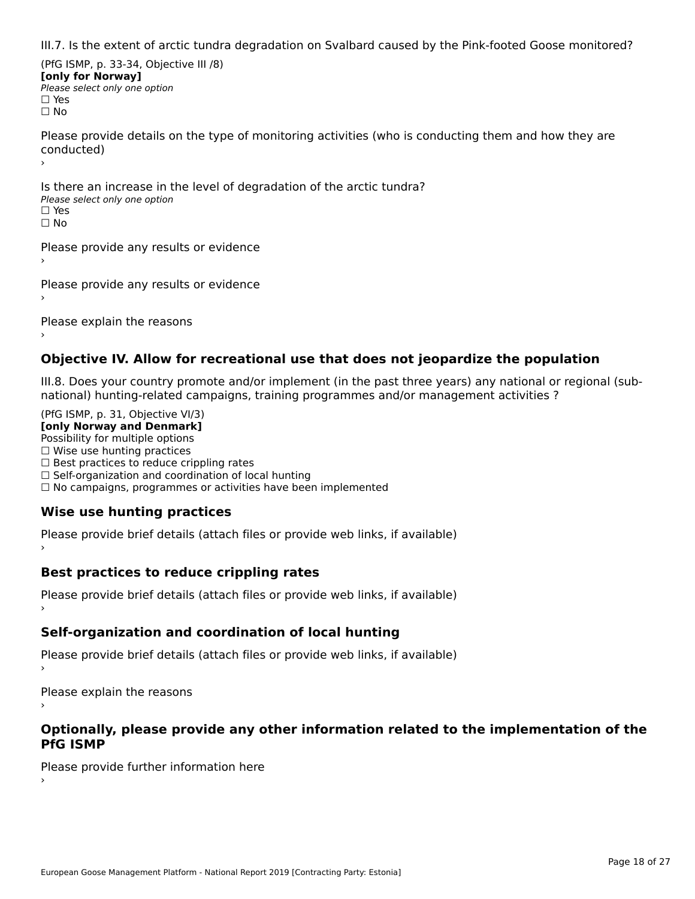III.7. Is the extent of arctic tundra degradation on Svalbard caused by the Pink-footed Goose monitored?

(PfG ISMP, p. 33-34, Objective III /8)
**[only for Norway]**
*Please select only one option*
☐ Yes
☐ No

Please provide details on the type of monitoring activities (who is conducting them and how they are conducted)
›

Is there an increase in the level of degradation of the arctic tundra?
*Please select only one option*
☐ Yes
☐ No

Please provide any results or evidence
›

Please provide any results or evidence
›

Please explain the reasons
›

## Objective IV. Allow for recreational use that does not jeopardize the population

III.8. Does your country promote and/or implement (in the past three years) any national or regional (sub-national) hunting-related campaigns, training programmes and/or management activities ?

(PfG ISMP, p. 31, Objective VI/3)
**[only Norway and Denmark]**
Possibility for multiple options
☐ Wise use hunting practices
☐ Best practices to reduce crippling rates
☐ Self-organization and coordination of local hunting
☐ No campaigns, programmes or activities have been implemented

### Wise use hunting practices

Please provide brief details (attach files or provide web links, if available)
›

### Best practices to reduce crippling rates

Please provide brief details (attach files or provide web links, if available)
›

### Self-organization and coordination of local hunting

Please provide brief details (attach files or provide web links, if available)
›

Please explain the reasons
›

### Optionally, please provide any other information related to the implementation of the PfG ISMP

Please provide further information here
›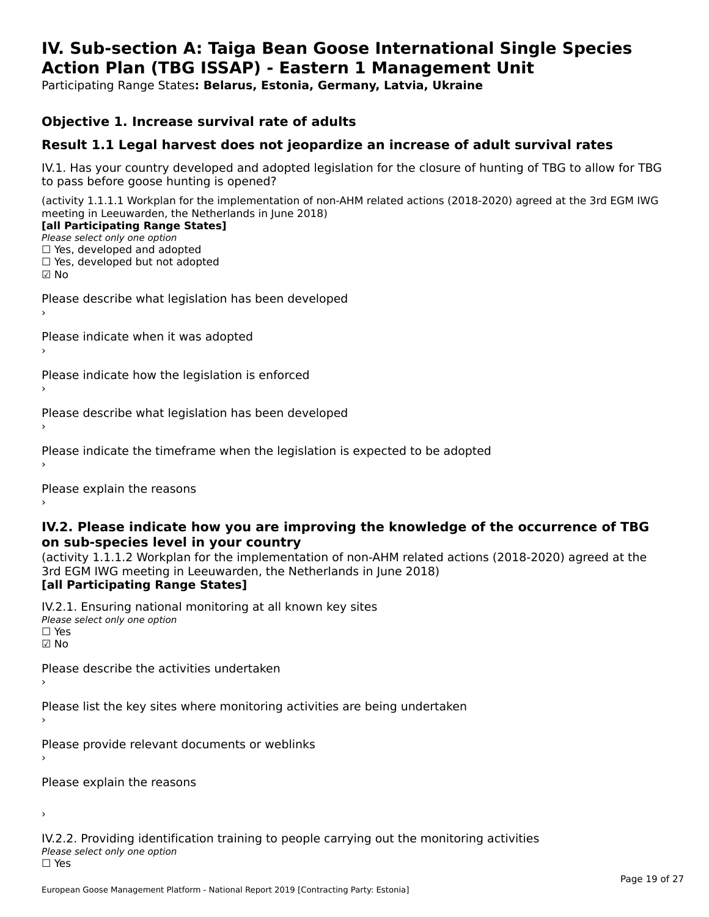# IV. Sub-section A: Taiga Bean Goose International Single Species Action Plan (TBG ISSAP) - Eastern 1 Management Unit

Participating Range States**: Belarus, Estonia, Germany, Latvia, Ukraine**

## Objective 1. Increase survival rate of adults

## Result 1.1 Legal harvest does not jeopardize an increase of adult survival rates

IV.1. Has your country developed and adopted legislation for the closure of hunting of TBG to allow for TBG to pass before goose hunting is opened?

(activity 1.1.1.1 Workplan for the implementation of non-AHM related actions (2018-2020) agreed at the 3rd EGM IWG meeting in Leeuwarden, the Netherlands in June 2018)

**[all Participating Range States]**

*Please select only one option*

☐ Yes, developed and adopted

☐ Yes, developed but not adopted

☑ No

Please describe what legislation has been developed

›

Please indicate when it was adopted

›

Please indicate how the legislation is enforced

›

Please describe what legislation has been developed

›

Please indicate the timeframe when the legislation is expected to be adopted

›

Please explain the reasons

›

### IV.2. Please indicate how you are improving the knowledge of the occurrence of TBG on sub-species level in your country

(activity 1.1.1.2 Workplan for the implementation of non-AHM related actions (2018-2020) agreed at the 3rd EGM IWG meeting in Leeuwarden, the Netherlands in June 2018)

**[all Participating Range States]**

IV.2.1. Ensuring national monitoring at all known key sites

*Please select only one option*

☐ Yes

☑ No

Please describe the activities undertaken

›

Please list the key sites where monitoring activities are being undertaken

›

Please provide relevant documents or weblinks

›

Please explain the reasons

›

IV.2.2. Providing identification training to people carrying out the monitoring activities

*Please select only one option*

☐ Yes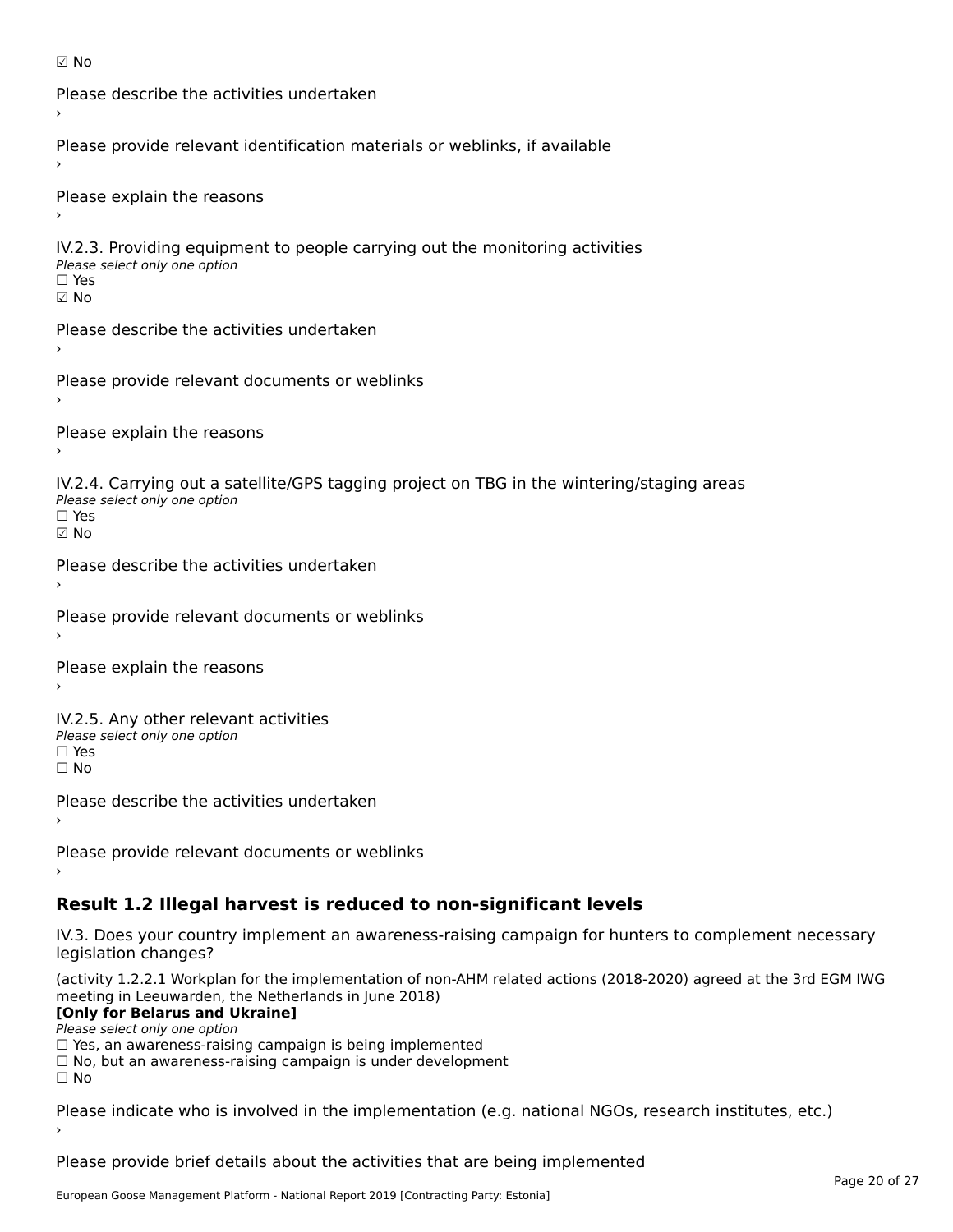☑ No

Please describe the activities undertaken
›

Please provide relevant identification materials or weblinks, if available
›

Please explain the reasons
›

IV.2.3. Providing equipment to people carrying out the monitoring activities
*Please select only one option*
☐ Yes
☑ No

Please describe the activities undertaken
›

Please provide relevant documents or weblinks
›

Please explain the reasons
›

IV.2.4. Carrying out a satellite/GPS tagging project on TBG in the wintering/staging areas
*Please select only one option*
☐ Yes
☑ No

Please describe the activities undertaken
›

Please provide relevant documents or weblinks
›

Please explain the reasons
›

IV.2.5. Any other relevant activities
*Please select only one option*
☐ Yes
☐ No

Please describe the activities undertaken
›

Please provide relevant documents or weblinks
›

## Result 1.2 Illegal harvest is reduced to non-significant levels

IV.3. Does your country implement an awareness-raising campaign for hunters to complement necessary legislation changes?

(activity 1.2.2.1 Workplan for the implementation of non-AHM related actions (2018-2020) agreed at the 3rd EGM IWG meeting in Leeuwarden, the Netherlands in June 2018)
**[Only for Belarus and Ukraine]**
*Please select only one option*
☐ Yes, an awareness-raising campaign is being implemented
☐ No, but an awareness-raising campaign is under development
☐ No

Please indicate who is involved in the implementation (e.g. national NGOs, research institutes, etc.)
›

Please provide brief details about the activities that are being implemented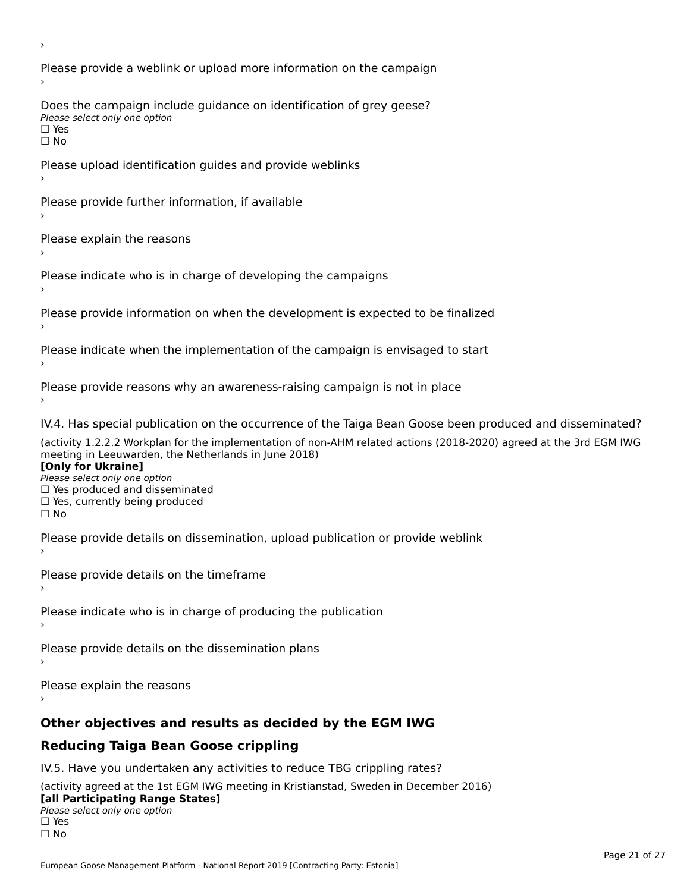›

Please provide a weblink or upload more information on the campaign

›

Does the campaign include guidance on identification of grey geese?

*Please select only one option*

☐ Yes

☐ No

Please upload identification guides and provide weblinks

›

Please provide further information, if available

›

Please explain the reasons

›

Please indicate who is in charge of developing the campaigns

›

Please provide information on when the development is expected to be finalized

›

Please indicate when the implementation of the campaign is envisaged to start

›

Please provide reasons why an awareness-raising campaign is not in place

›

IV.4. Has special publication on the occurrence of the Taiga Bean Goose been produced and disseminated?

(activity 1.2.2.2 Workplan for the implementation of non-AHM related actions (2018-2020) agreed at the 3rd EGM IWG meeting in Leeuwarden, the Netherlands in June 2018)

**[Only for Ukraine]**

*Please select only one option*

☐ Yes produced and disseminated

☐ Yes, currently being produced

☐ No

Please provide details on dissemination, upload publication or provide weblink

›

Please provide details on the timeframe

›

Please indicate who is in charge of producing the publication

›

Please provide details on the dissemination plans

›

Please explain the reasons

›

## Other objectives and results as decided by the EGM IWG

## Reducing Taiga Bean Goose crippling

IV.5. Have you undertaken any activities to reduce TBG crippling rates?

(activity agreed at the 1st EGM IWG meeting in Kristianstad, Sweden in December 2016)

**[all Participating Range States]**

*Please select only one option*

☐ Yes

☐ No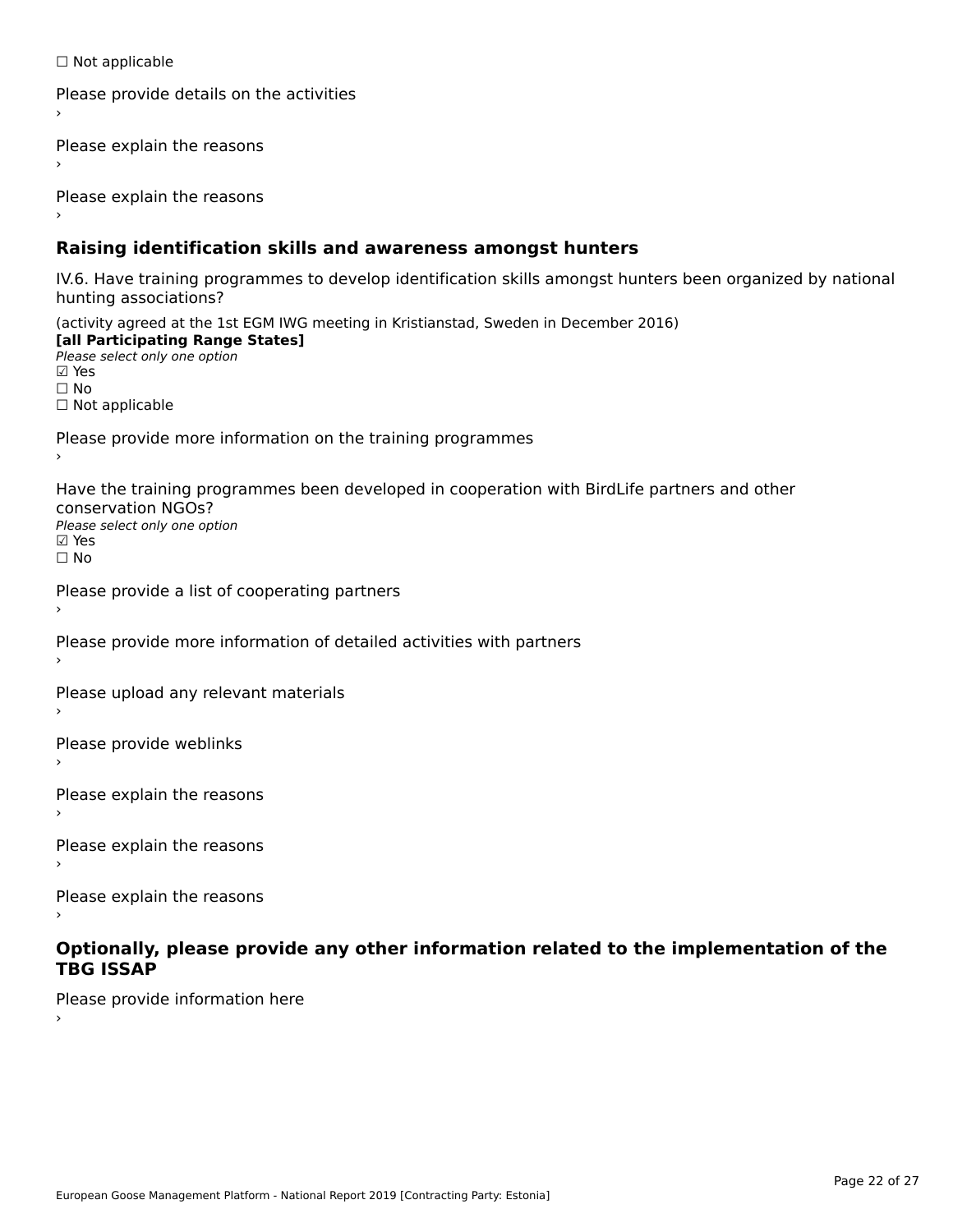☐ Not applicable

Please provide details on the activities

›

Please explain the reasons

›

Please explain the reasons

›

## Raising identification skills and awareness amongst hunters

IV.6. Have training programmes to develop identification skills amongst hunters been organized by national hunting associations?

(activity agreed at the 1st EGM IWG meeting in Kristianstad, Sweden in December 2016)
**[all Participating Range States]**
*Please select only one option*
☑ Yes
☐ No
☐ Not applicable

Please provide more information on the training programmes

›

Have the training programmes been developed in cooperation with BirdLife partners and other conservation NGOs?
*Please select only one option*
☑ Yes
☐ No

Please provide a list of cooperating partners

›

Please provide more information of detailed activities with partners

›

Please upload any relevant materials

›

Please provide weblinks

›

Please explain the reasons

›

Please explain the reasons

›

Please explain the reasons

›

## Optionally, please provide any other information related to the implementation of the TBG ISSAP

Please provide information here

›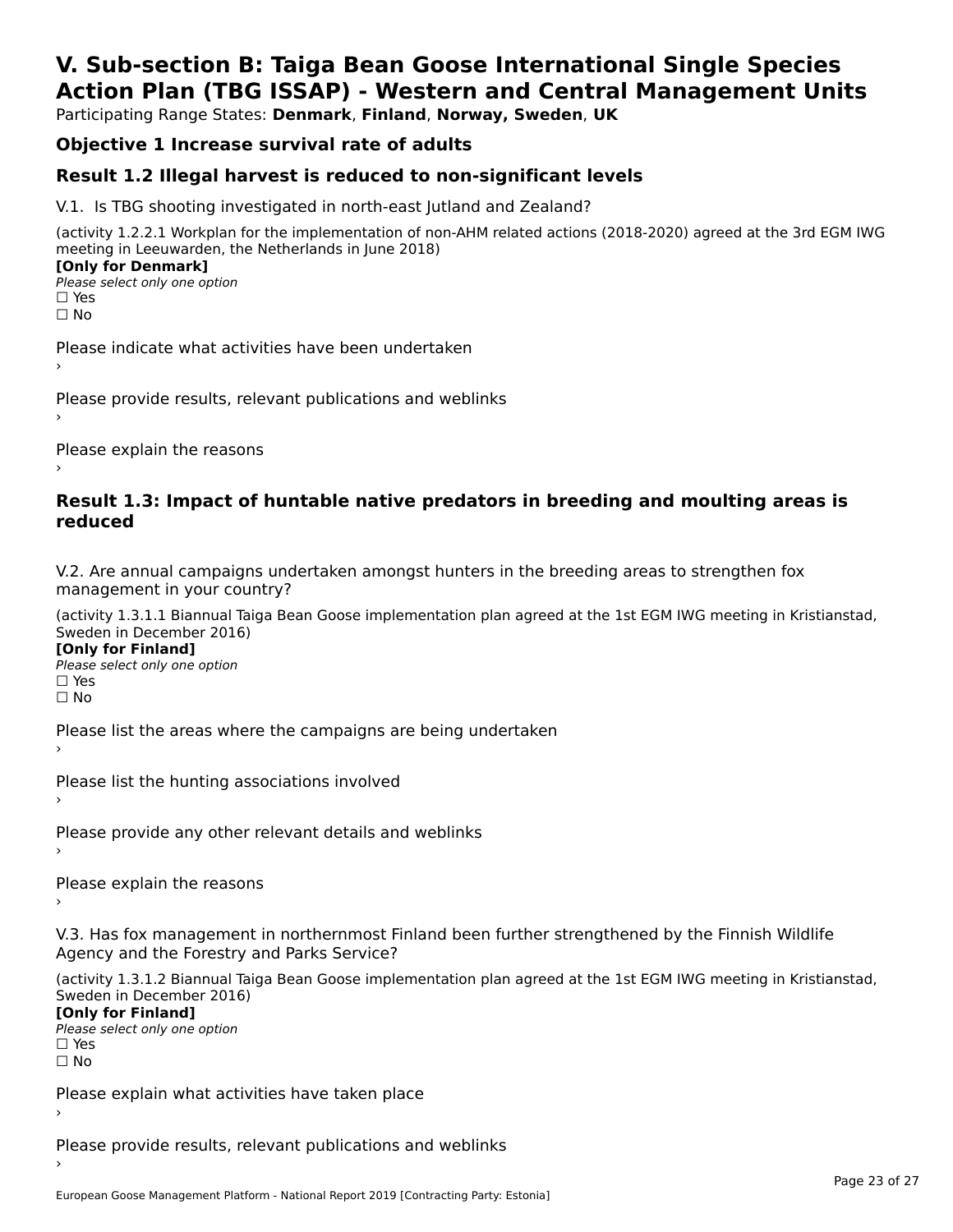# V. Sub-section B: Taiga Bean Goose International Single Species Action Plan (TBG ISSAP) - Western and Central Management Units

Participating Range States: **Denmark**, **Finland**, **Norway, Sweden**, **UK**

## Objective 1 Increase survival rate of adults

## Result 1.2 Illegal harvest is reduced to non-significant levels

V.1. Is TBG shooting investigated in north-east Jutland and Zealand?

(activity 1.2.2.1 Workplan for the implementation of non-AHM related actions (2018-2020) agreed at the 3rd EGM IWG meeting in Leeuwarden, the Netherlands in June 2018)

**[Only for Denmark]**

*Please select only one option*

☐ Yes

☐ No

Please indicate what activities have been undertaken

›

Please provide results, relevant publications and weblinks

›

Please explain the reasons

›

## Result 1.3: Impact of huntable native predators in breeding and moulting areas is reduced

V.2. Are annual campaigns undertaken amongst hunters in the breeding areas to strengthen fox management in your country?

(activity 1.3.1.1 Biannual Taiga Bean Goose implementation plan agreed at the 1st EGM IWG meeting in Kristianstad, Sweden in December 2016)

**[Only for Finland]**

*Please select only one option*

☐ Yes

☐ No

Please list the areas where the campaigns are being undertaken

›

Please list the hunting associations involved

›

Please provide any other relevant details and weblinks

›

Please explain the reasons

›

V.3. Has fox management in northernmost Finland been further strengthened by the Finnish Wildlife Agency and the Forestry and Parks Service?

(activity 1.3.1.2 Biannual Taiga Bean Goose implementation plan agreed at the 1st EGM IWG meeting in Kristianstad, Sweden in December 2016)

**[Only for Finland]**

*Please select only one option*

☐ Yes

☐ No

Please explain what activities have taken place

›

Please provide results, relevant publications and weblinks

›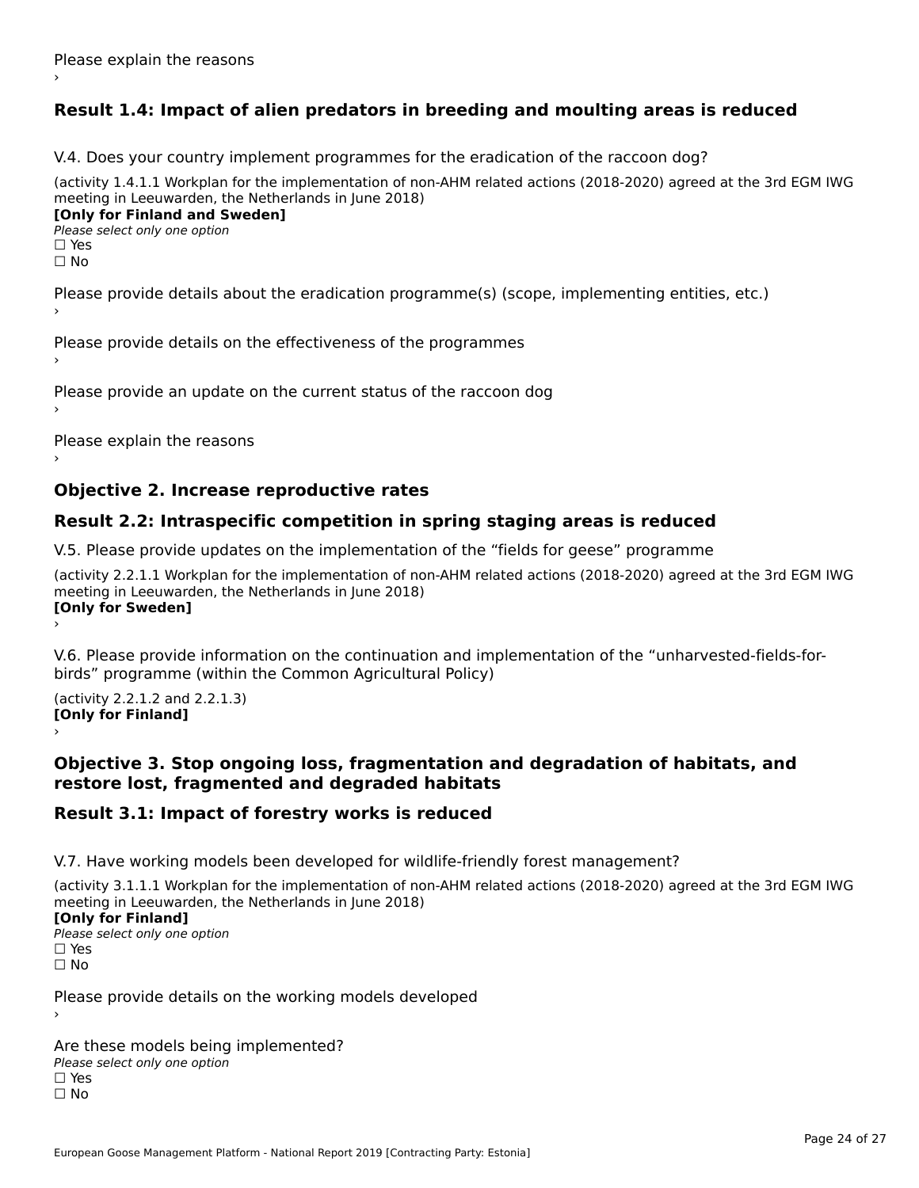Please explain the reasons

›

## Result 1.4: Impact of alien predators in breeding and moulting areas is reduced

V.4. Does your country implement programmes for the eradication of the raccoon dog?

(activity 1.4.1.1 Workplan for the implementation of non-AHM related actions (2018-2020) agreed at the 3rd EGM IWG meeting in Leeuwarden, the Netherlands in June 2018)

**[Only for Finland and Sweden]**

*Please select only one option*

☐ Yes

☐ No

Please provide details about the eradication programme(s) (scope, implementing entities, etc.)

›

Please provide details on the effectiveness of the programmes

›

Please provide an update on the current status of the raccoon dog

›

Please explain the reasons

›

## Objective 2. Increase reproductive rates

## Result 2.2: Intraspecific competition in spring staging areas is reduced

V.5. Please provide updates on the implementation of the “fields for geese” programme

(activity 2.2.1.1 Workplan for the implementation of non-AHM related actions (2018-2020) agreed at the 3rd EGM IWG meeting in Leeuwarden, the Netherlands in June 2018)

**[Only for Sweden]**

›

V.6. Please provide information on the continuation and implementation of the “unharvested-fields-for-birds” programme (within the Common Agricultural Policy)

(activity 2.2.1.2 and 2.2.1.3)

**[Only for Finland]**

›

## Objective 3. Stop ongoing loss, fragmentation and degradation of habitats, and restore lost, fragmented and degraded habitats

## Result 3.1: Impact of forestry works is reduced

V.7. Have working models been developed for wildlife-friendly forest management?

(activity 3.1.1.1 Workplan for the implementation of non-AHM related actions (2018-2020) agreed at the 3rd EGM IWG meeting in Leeuwarden, the Netherlands in June 2018)

**[Only for Finland]**

*Please select only one option*

☐ Yes

☐ No

Please provide details on the working models developed

›

Are these models being implemented?

*Please select only one option*

☐ Yes

☐ No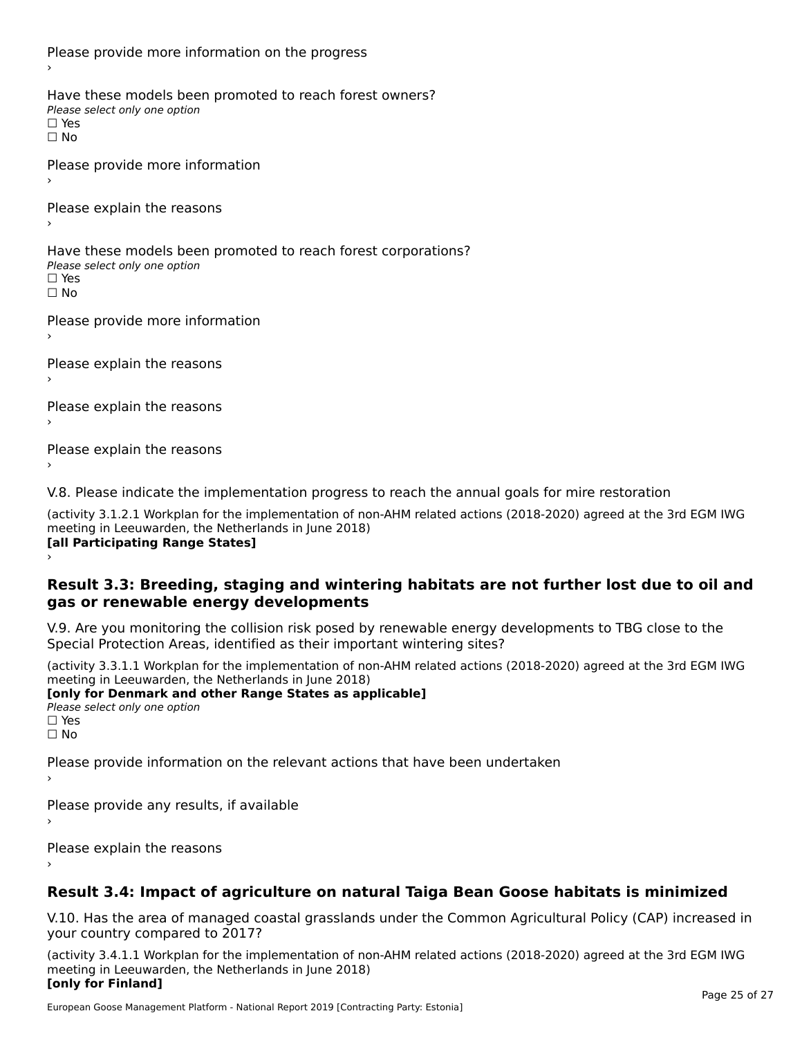Please provide more information on the progress

›

Have these models been promoted to reach forest owners?

*Please select only one option*

☐ Yes

☐ No

Please provide more information

›

Please explain the reasons

›

Have these models been promoted to reach forest corporations?

*Please select only one option*

☐ Yes

☐ No

Please provide more information

›

Please explain the reasons

›

Please explain the reasons

›

Please explain the reasons

›

V.8. Please indicate the implementation progress to reach the annual goals for mire restoration

(activity 3.1.2.1 Workplan for the implementation of non-AHM related actions (2018-2020) agreed at the 3rd EGM IWG meeting in Leeuwarden, the Netherlands in June 2018)

**[all Participating Range States]**

›

## Result 3.3: Breeding, staging and wintering habitats are not further lost due to oil and gas or renewable energy developments

V.9. Are you monitoring the collision risk posed by renewable energy developments to TBG close to the Special Protection Areas, identified as their important wintering sites?

(activity 3.3.1.1 Workplan for the implementation of non-AHM related actions (2018-2020) agreed at the 3rd EGM IWG meeting in Leeuwarden, the Netherlands in June 2018)

**[only for Denmark and other Range States as applicable]**

*Please select only one option*

☐ Yes

☐ No

Please provide information on the relevant actions that have been undertaken

›

Please provide any results, if available

›

Please explain the reasons

›

## Result 3.4: Impact of agriculture on natural Taiga Bean Goose habitats is minimized

V.10. Has the area of managed coastal grasslands under the Common Agricultural Policy (CAP) increased in your country compared to 2017?

(activity 3.4.1.1 Workplan for the implementation of non-AHM related actions (2018-2020) agreed at the 3rd EGM IWG meeting in Leeuwarden, the Netherlands in June 2018)

**[only for Finland]**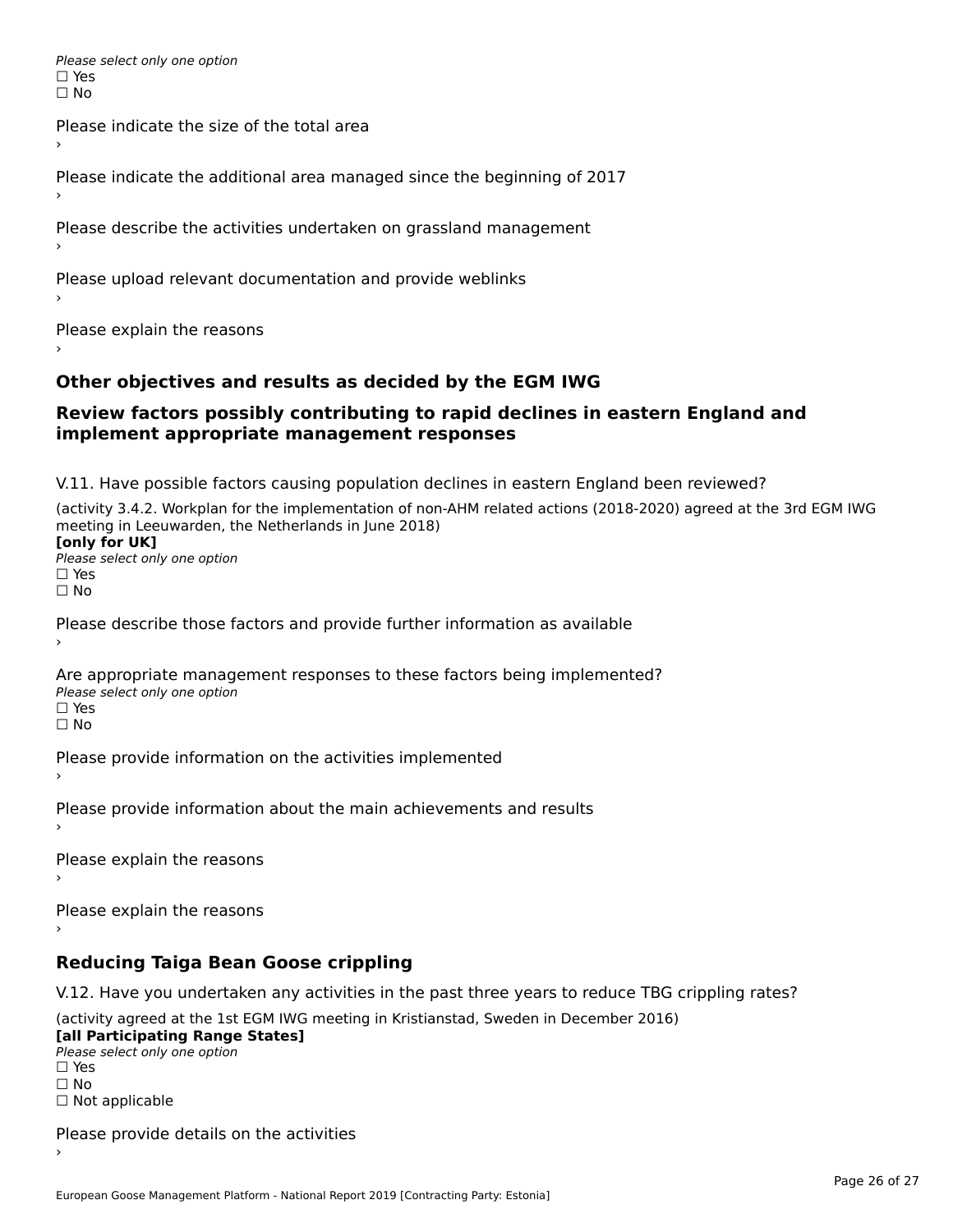*Please select only one option*
☐ Yes
☐ No

Please indicate the size of the total area
›

Please indicate the additional area managed since the beginning of 2017
›

Please describe the activities undertaken on grassland management
›

Please upload relevant documentation and provide weblinks
›

Please explain the reasons
›

## Other objectives and results as decided by the EGM IWG

## Review factors possibly contributing to rapid declines in eastern England and implement appropriate management responses

V.11. Have possible factors causing population declines in eastern England been reviewed?

(activity 3.4.2. Workplan for the implementation of non-AHM related actions (2018-2020) agreed at the 3rd EGM IWG meeting in Leeuwarden, the Netherlands in June 2018)
**[only for UK]**
*Please select only one option*
☐ Yes
☐ No

Please describe those factors and provide further information as available
›

Are appropriate management responses to these factors being implemented?
*Please select only one option*
☐ Yes
☐ No

Please provide information on the activities implemented
›

Please provide information about the main achievements and results
›

Please explain the reasons
›

Please explain the reasons
›

## Reducing Taiga Bean Goose crippling

V.12. Have you undertaken any activities in the past three years to reduce TBG crippling rates?

(activity agreed at the 1st EGM IWG meeting in Kristianstad, Sweden in December 2016)
**[all Participating Range States]**
*Please select only one option*
☐ Yes
☐ No
☐ Not applicable

Please provide details on the activities
›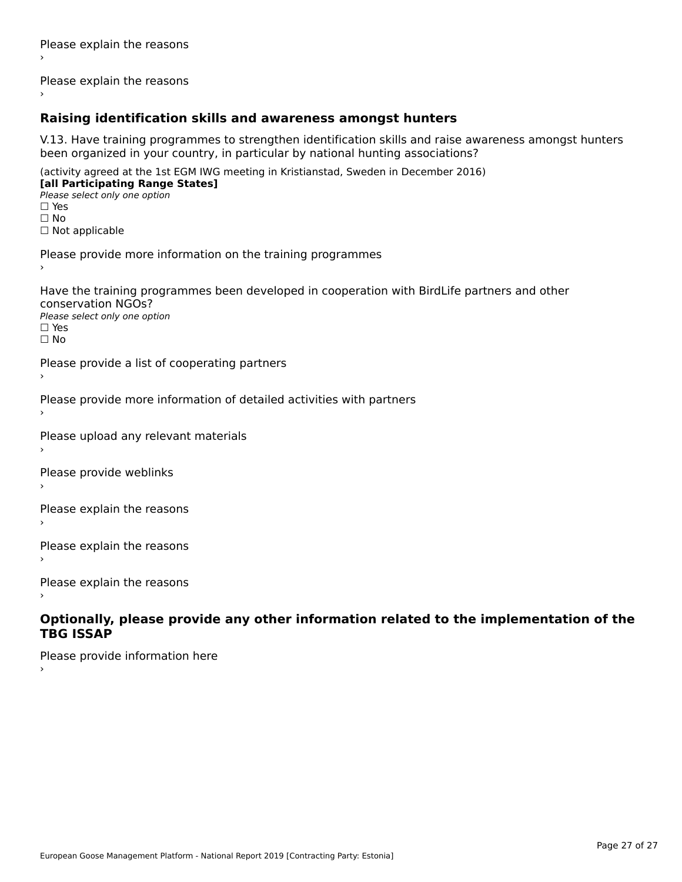Please explain the reasons
›

Please explain the reasons
›

## Raising identification skills and awareness amongst hunters

V.13. Have training programmes to strengthen identification skills and raise awareness amongst hunters been organized in your country, in particular by national hunting associations?

(activity agreed at the 1st EGM IWG meeting in Kristianstad, Sweden in December 2016)
**[all Participating Range States]**
*Please select only one option*
☐ Yes
☐ No
☐ Not applicable

Please provide more information on the training programmes
›

Have the training programmes been developed in cooperation with BirdLife partners and other conservation NGOs?
*Please select only one option*
☐ Yes
☐ No

Please provide a list of cooperating partners
›

Please provide more information of detailed activities with partners
›

Please upload any relevant materials
›

Please provide weblinks
›

Please explain the reasons
›

Please explain the reasons
›

Please explain the reasons
›

## Optionally, please provide any other information related to the implementation of the TBG ISSAP

Please provide information here
›